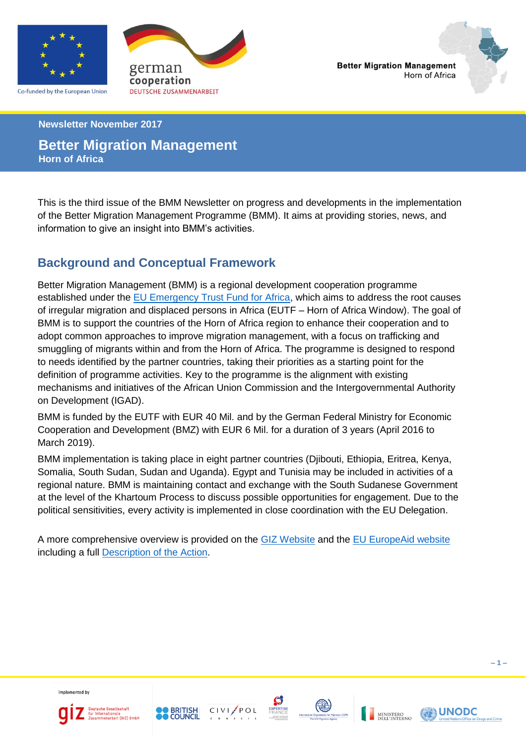Co-funded by the European Union

german cooperation
DEUTSCHE ZUSAMMENARBEIT

**Better Migration Management**
Horn of Africa

**Newsletter November 2017**

# Better Migration Management
**Horn of Africa**

This is the third issue of the BMM Newsletter on progress and developments in the implementation of the Better Migration Management Programme (BMM). It aims at providing stories, news, and information to give an insight into BMM's activities.

## Background and Conceptual Framework

Better Migration Management (BMM) is a regional development cooperation programme established under the EU Emergency Trust Fund for Africa, which aims to address the root causes of irregular migration and displaced persons in Africa (EUTF – Horn of Africa Window). The goal of BMM is to support the countries of the Horn of Africa region to enhance their cooperation and to adopt common approaches to improve migration management, with a focus on trafficking and smuggling of migrants within and from the Horn of Africa. The programme is designed to respond to needs identified by the partner countries, taking their priorities as a starting point for the definition of programme activities. Key to the programme is the alignment with existing mechanisms and initiatives of the African Union Commission and the Intergovernmental Authority on Development (IGAD).

BMM is funded by the EUTF with EUR 40 Mil. and by the German Federal Ministry for Economic Cooperation and Development (BMZ) with EUR 6 Mil. for a duration of 3 years (April 2016 to March 2019).

BMM implementation is taking place in eight partner countries (Djibouti, Ethiopia, Eritrea, Kenya, Somalia, South Sudan, Sudan and Uganda). Egypt and Tunisia may be included in activities of a regional nature. BMM is maintaining contact and exchange with the South Sudanese Government at the level of the Khartoum Process to discuss possible opportunities for engagement. Due to the political sensitivities, every activity is implemented in close coordination with the EU Delegation.

A more comprehensive overview is provided on the GIZ Website and the EU EuropeAid website including a full Description of the Action.

Implemented by

giz Deutsche Gesellschaft für Internationale Zusammenarbeit (GIZ) GmbH · BRITISH COUNCIL · CIVIPOL CONSEIL · EXPERTISE FRANCE · International Organization for Migration (IOM) The UN Migration Agency · MINISTERO DELL'INTERNO · UNODC United Nations Office on Drugs and Crime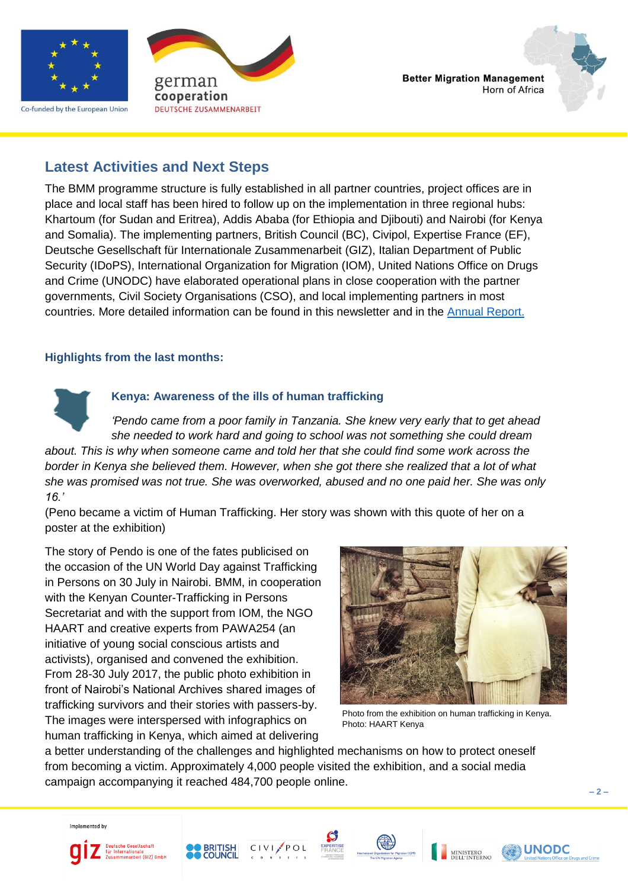## Latest Activities and Next Steps

The BMM programme structure is fully established in all partner countries, project offices are in place and local staff has been hired to follow up on the implementation in three regional hubs: Khartoum (for Sudan and Eritrea), Addis Ababa (for Ethiopia and Djibouti) and Nairobi (for Kenya and Somalia). The implementing partners, British Council (BC), Civipol, Expertise France (EF), Deutsche Gesellschaft für Internationale Zusammenarbeit (GIZ), Italian Department of Public Security (IDoPS), International Organization for Migration (IOM), United Nations Office on Drugs and Crime (UNODC) have elaborated operational plans in close cooperation with the partner governments, Civil Society Organisations (CSO), and local implementing partners in most countries. More detailed information can be found in this newsletter and in the [Annual Report.]()

### Highlights from the last months:

#### Kenya: Awareness of the ills of human trafficking

*'Pendo came from a poor family in Tanzania. She knew very early that to get ahead she needed to work hard and going to school was not something she could dream about. This is why when someone came and told her that she could find some work across the border in Kenya she believed them. However, when she got there she realized that a lot of what she was promised was not true. She was overworked, abused and no one paid her. She was only 16.'*

(Peno became a victim of Human Trafficking. Her story was shown with this quote of her on a poster at the exhibition)

The story of Pendo is one of the fates publicised on the occasion of the UN World Day against Trafficking in Persons on 30 July in Nairobi. BMM, in cooperation with the Kenyan Counter-Trafficking in Persons Secretariat and with the support from IOM, the NGO HAART and creative experts from PAWA254 (an initiative of young social conscious artists and activists), organised and convened the exhibition. From 28-30 July 2017, the public photo exhibition in front of Nairobi's National Archives shared images of trafficking survivors and their stories with passers-by. The images were interspersed with infographics on human trafficking in Kenya, which aimed at delivering a better understanding of the challenges and highlighted mechanisms on how to protect oneself from becoming a victim. Approximately 4,000 people visited the exhibition, and a social media campaign accompanying it reached 484,700 people online.

Photo from the exhibition on human trafficking in Kenya. Photo: HAART Kenya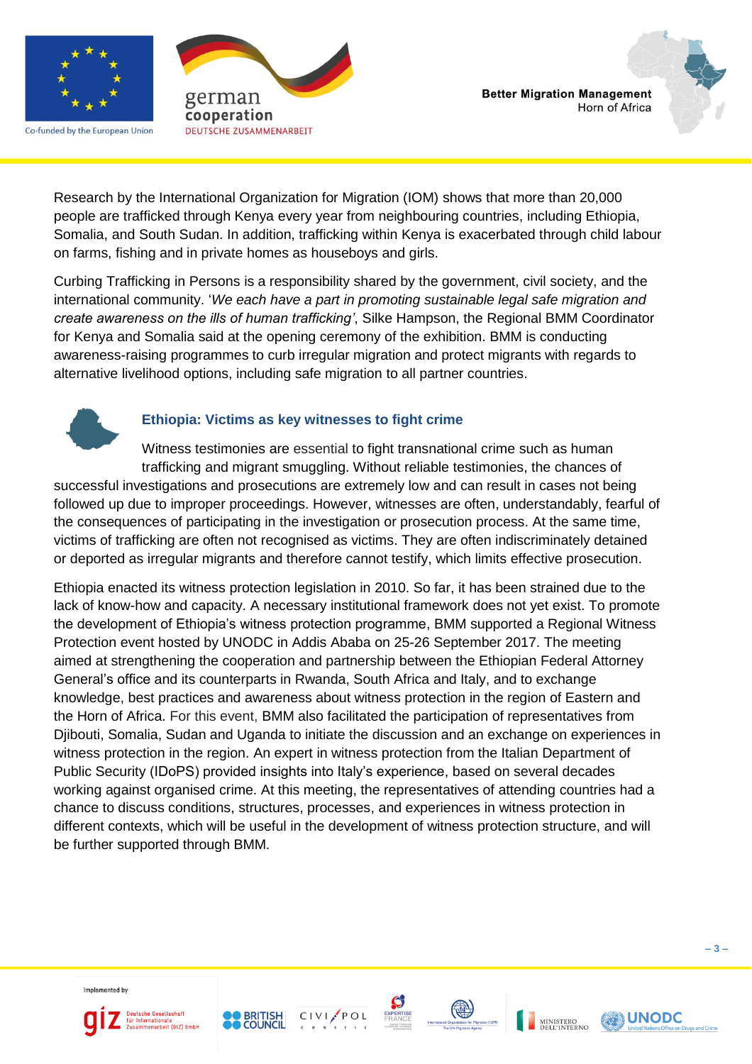Research by the International Organization for Migration (IOM) shows that more than 20,000 people are trafficked through Kenya every year from neighbouring countries, including Ethiopia, Somalia, and South Sudan. In addition, trafficking within Kenya is exacerbated through child labour on farms, fishing and in private homes as houseboys and girls.

Curbing Trafficking in Persons is a responsibility shared by the government, civil society, and the international community. '*We each have a part in promoting sustainable legal safe migration and create awareness on the ills of human trafficking*', Silke Hampson, the Regional BMM Coordinator for Kenya and Somalia said at the opening ceremony of the exhibition. BMM is conducting awareness-raising programmes to curb irregular migration and protect migrants with regards to alternative livelihood options, including safe migration to all partner countries.

### Ethiopia: Victims as key witnesses to fight crime

Witness testimonies are essential to fight transnational crime such as human trafficking and migrant smuggling. Without reliable testimonies, the chances of successful investigations and prosecutions are extremely low and can result in cases not being followed up due to improper proceedings. However, witnesses are often, understandably, fearful of the consequences of participating in the investigation or prosecution process. At the same time, victims of trafficking are often not recognised as victims. They are often indiscriminately detained or deported as irregular migrants and therefore cannot testify, which limits effective prosecution.

Ethiopia enacted its witness protection legislation in 2010. So far, it has been strained due to the lack of know-how and capacity. A necessary institutional framework does not yet exist. To promote the development of Ethiopia's witness protection programme, BMM supported a Regional Witness Protection event hosted by UNODC in Addis Ababa on 25-26 September 2017. The meeting aimed at strengthening the cooperation and partnership between the Ethiopian Federal Attorney General's office and its counterparts in Rwanda, South Africa and Italy, and to exchange knowledge, best practices and awareness about witness protection in the region of Eastern and the Horn of Africa. For this event, BMM also facilitated the participation of representatives from Djibouti, Somalia, Sudan and Uganda to initiate the discussion and an exchange on experiences in witness protection in the region. An expert in witness protection from the Italian Department of Public Security (IDoPS) provided insights into Italy's experience, based on several decades working against organised crime. At this meeting, the representatives of attending countries had a chance to discuss conditions, structures, processes, and experiences in witness protection in different contexts, which will be useful in the development of witness protection structure, and will be further supported through BMM.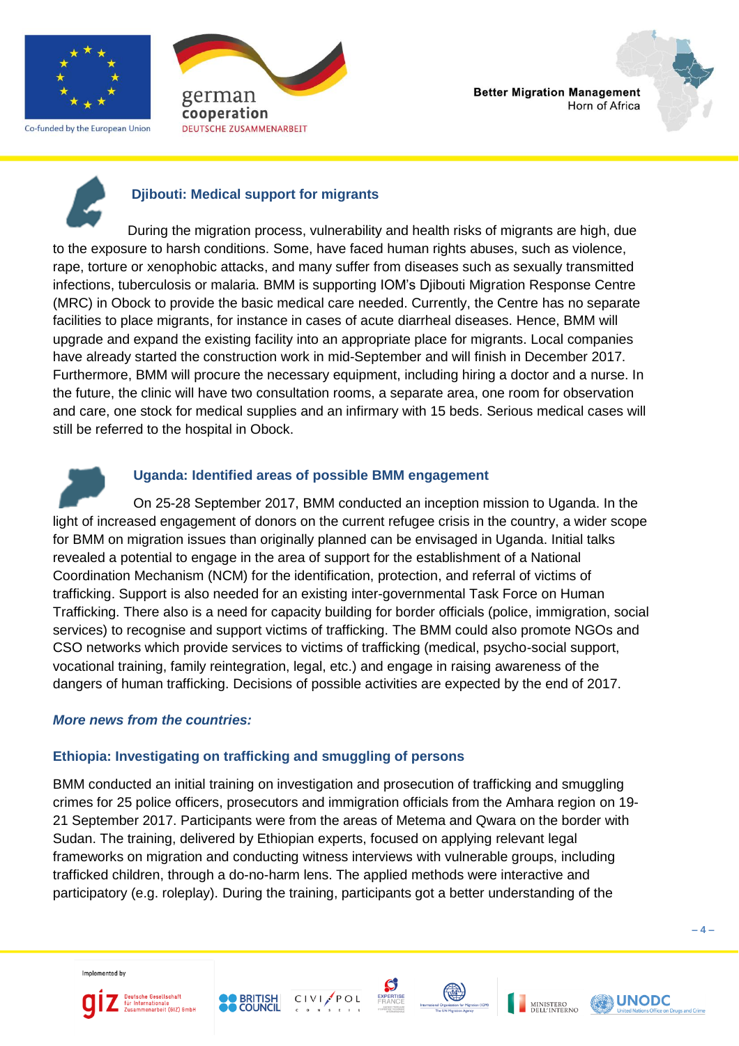### Djibouti: Medical support for migrants

During the migration process, vulnerability and health risks of migrants are high, due to the exposure to harsh conditions. Some, have faced human rights abuses, such as violence, rape, torture or xenophobic attacks, and many suffer from diseases such as sexually transmitted infections, tuberculosis or malaria. BMM is supporting IOM's Djibouti Migration Response Centre (MRC) in Obock to provide the basic medical care needed. Currently, the Centre has no separate facilities to place migrants, for instance in cases of acute diarrheal diseases. Hence, BMM will upgrade and expand the existing facility into an appropriate place for migrants. Local companies have already started the construction work in mid-September and will finish in December 2017. Furthermore, BMM will procure the necessary equipment, including hiring a doctor and a nurse. In the future, the clinic will have two consultation rooms, a separate area, one room for observation and care, one stock for medical supplies and an infirmary with 15 beds. Serious medical cases will still be referred to the hospital in Obock.

### Uganda: Identified areas of possible BMM engagement

On 25-28 September 2017, BMM conducted an inception mission to Uganda. In the light of increased engagement of donors on the current refugee crisis in the country, a wider scope for BMM on migration issues than originally planned can be envisaged in Uganda. Initial talks revealed a potential to engage in the area of support for the establishment of a National Coordination Mechanism (NCM) for the identification, protection, and referral of victims of trafficking. Support is also needed for an existing inter-governmental Task Force on Human Trafficking. There also is a need for capacity building for border officials (police, immigration, social services) to recognise and support victims of trafficking. The BMM could also promote NGOs and CSO networks which provide services to victims of trafficking (medical, psycho-social support, vocational training, family reintegration, legal, etc.) and engage in raising awareness of the dangers of human trafficking. Decisions of possible activities are expected by the end of 2017.

## *More news from the countries:*

### Ethiopia: Investigating on trafficking and smuggling of persons

BMM conducted an initial training on investigation and prosecution of trafficking and smuggling crimes for 25 police officers, prosecutors and immigration officials from the Amhara region on 19-21 September 2017. Participants were from the areas of Metema and Qwara on the border with Sudan. The training, delivered by Ethiopian experts, focused on applying relevant legal frameworks on migration and conducting witness interviews with vulnerable groups, including trafficked children, through a do-no-harm lens. The applied methods were interactive and participatory (e.g. roleplay). During the training, participants got a better understanding of the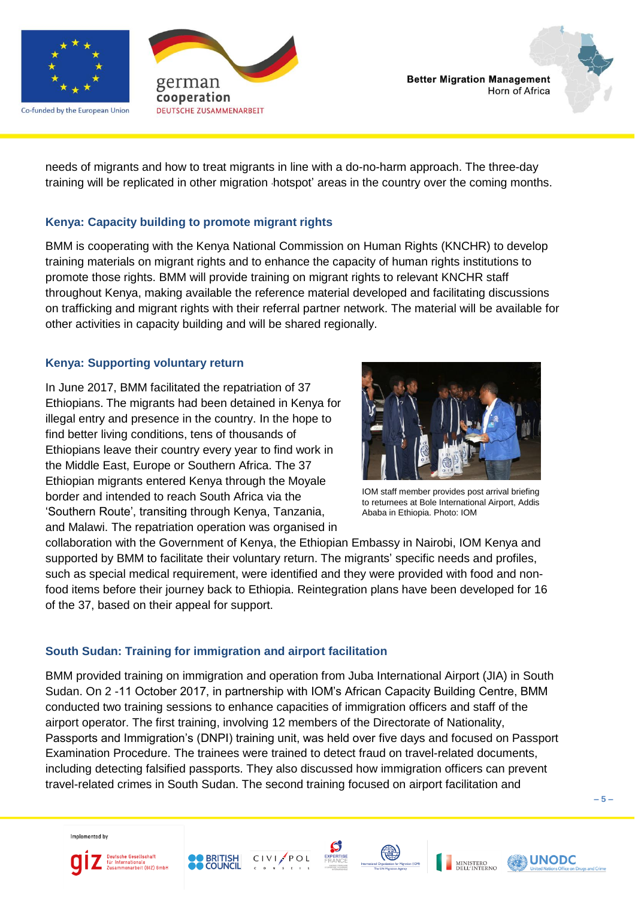needs of migrants and how to treat migrants in line with a do-no-harm approach. The three-day training will be replicated in other migration ‚hotspot' areas in the country over the coming months.

### Kenya: Capacity building to promote migrant rights

BMM is cooperating with the Kenya National Commission on Human Rights (KNCHR) to develop training materials on migrant rights and to enhance the capacity of human rights institutions to promote those rights. BMM will provide training on migrant rights to relevant KNCHR staff throughout Kenya, making available the reference material developed and facilitating discussions on trafficking and migrant rights with their referral partner network. The material will be available for other activities in capacity building and will be shared regionally.

### Kenya: Supporting voluntary return

In June 2017, BMM facilitated the repatriation of 37 Ethiopians. The migrants had been detained in Kenya for illegal entry and presence in the country. In the hope to find better living conditions, tens of thousands of Ethiopians leave their country every year to find work in the Middle East, Europe or Southern Africa. The 37 Ethiopian migrants entered Kenya through the Moyale border and intended to reach South Africa via the 'Southern Route', transiting through Kenya, Tanzania, and Malawi. The repatriation operation was organised in collaboration with the Government of Kenya, the Ethiopian Embassy in Nairobi, IOM Kenya and supported by BMM to facilitate their voluntary return. The migrants' specific needs and profiles, such as special medical requirement, were identified and they were provided with food and non-food items before their journey back to Ethiopia. Reintegration plans have been developed for 16 of the 37, based on their appeal for support.

IOM staff member provides post arrival briefing to returnees at Bole International Airport, Addis Ababa in Ethiopia. Photo: IOM

### South Sudan: Training for immigration and airport facilitation

BMM provided training on immigration and operation from Juba International Airport (JIA) in South Sudan. On 2 -11 October 2017, in partnership with IOM's African Capacity Building Centre, BMM conducted two training sessions to enhance capacities of immigration officers and staff of the airport operator. The first training, involving 12 members of the Directorate of Nationality, Passports and Immigration's (DNPI) training unit, was held over five days and focused on Passport Examination Procedure. The trainees were trained to detect fraud on travel-related documents, including detecting falsified passports. They also discussed how immigration officers can prevent travel-related crimes in South Sudan. The second training focused on airport facilitation and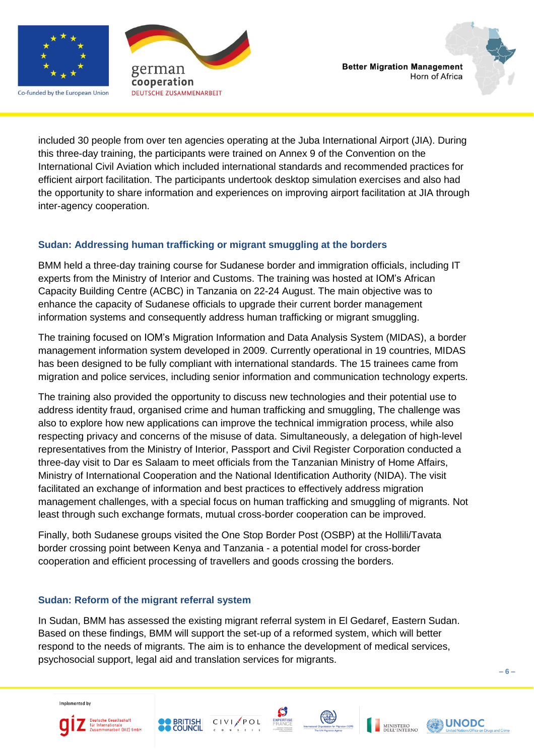included 30 people from over ten agencies operating at the Juba International Airport (JIA). During this three-day training, the participants were trained on Annex 9 of the Convention on the International Civil Aviation which included international standards and recommended practices for efficient airport facilitation. The participants undertook desktop simulation exercises and also had the opportunity to share information and experiences on improving airport facilitation at JIA through inter-agency cooperation.

### Sudan: Addressing human trafficking or migrant smuggling at the borders

BMM held a three-day training course for Sudanese border and immigration officials, including IT experts from the Ministry of Interior and Customs. The training was hosted at IOM's African Capacity Building Centre (ACBC) in Tanzania on 22-24 August. The main objective was to enhance the capacity of Sudanese officials to upgrade their current border management information systems and consequently address human trafficking or migrant smuggling.

The training focused on IOM's Migration Information and Data Analysis System (MIDAS), a border management information system developed in 2009. Currently operational in 19 countries, MIDAS has been designed to be fully compliant with international standards. The 15 trainees came from migration and police services, including senior information and communication technology experts.

The training also provided the opportunity to discuss new technologies and their potential use to address identity fraud, organised crime and human trafficking and smuggling, The challenge was also to explore how new applications can improve the technical immigration process, while also respecting privacy and concerns of the misuse of data. Simultaneously, a delegation of high-level representatives from the Ministry of Interior, Passport and Civil Register Corporation conducted a three-day visit to Dar es Salaam to meet officials from the Tanzanian Ministry of Home Affairs, Ministry of International Cooperation and the National Identification Authority (NIDA). The visit facilitated an exchange of information and best practices to effectively address migration management challenges, with a special focus on human trafficking and smuggling of migrants. Not least through such exchange formats, mutual cross-border cooperation can be improved.

Finally, both Sudanese groups visited the One Stop Border Post (OSBP) at the Hollili/Tavata border crossing point between Kenya and Tanzania - a potential model for cross-border cooperation and efficient processing of travellers and goods crossing the borders.

### Sudan: Reform of the migrant referral system

In Sudan, BMM has assessed the existing migrant referral system in El Gedaref, Eastern Sudan. Based on these findings, BMM will support the set-up of a reformed system, which will better respond to the needs of migrants. The aim is to enhance the development of medical services, psychosocial support, legal aid and translation services for migrants.